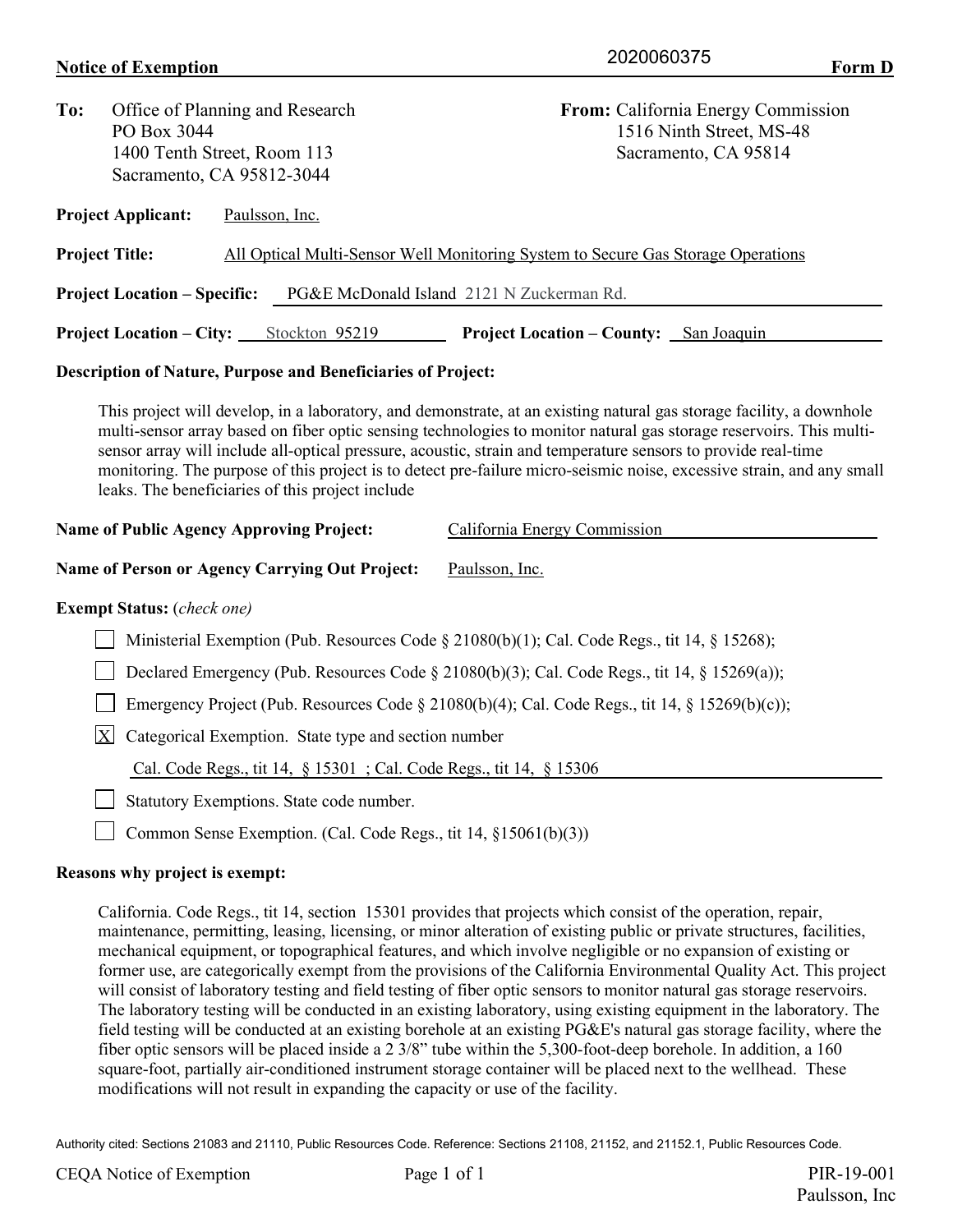# Notice of Exemption

2020060375

**Form D**

**To:** Office of Planning and Research
PO Box 3044
1400 Tenth Street, Room 113
Sacramento, CA 95812-3044

**From:** California Energy Commission
1516 Ninth Street, MS-48
Sacramento, CA 95814

**Project Applicant:** Paulsson, Inc.

**Project Title:** All Optical Multi-Sensor Well Monitoring System to Secure Gas Storage Operations

**Project Location – Specific:** PG&E McDonald Island 2121 N Zuckerman Rd.

**Project Location – City:** Stockton 95219 **Project Location – County:** San Joaquin

**Description of Nature, Purpose and Beneficiaries of Project:**

This project will develop, in a laboratory, and demonstrate, at an existing natural gas storage facility, a downhole multi-sensor array based on fiber optic sensing technologies to monitor natural gas storage reservoirs. This multi-sensor array will include all-optical pressure, acoustic, strain and temperature sensors to provide real-time monitoring. The purpose of this project is to detect pre-failure micro-seismic noise, excessive strain, and any small leaks. The beneficiaries of this project include

**Name of Public Agency Approving Project:** California Energy Commission

**Name of Person or Agency Carrying Out Project:** Paulsson, Inc.

**Exempt Status:** (*check one*)

- [ ] Ministerial Exemption (Pub. Resources Code § 21080(b)(1); Cal. Code Regs., tit 14, § 15268);
- [ ] Declared Emergency (Pub. Resources Code § 21080(b)(3); Cal. Code Regs., tit 14, § 15269(a));
- [ ] Emergency Project (Pub. Resources Code § 21080(b)(4); Cal. Code Regs., tit 14, § 15269(b)(c));
- [X] Categorical Exemption. State type and section number

  Cal. Code Regs., tit 14, § 15301 ; Cal. Code Regs., tit 14, § 15306
- [ ] Statutory Exemptions. State code number.
- [ ] Common Sense Exemption. (Cal. Code Regs., tit 14, §15061(b)(3))

**Reasons why project is exempt:**

California. Code Regs., tit 14, section 15301 provides that projects which consist of the operation, repair, maintenance, permitting, leasing, licensing, or minor alteration of existing public or private structures, facilities, mechanical equipment, or topographical features, and which involve negligible or no expansion of existing or former use, are categorically exempt from the provisions of the California Environmental Quality Act. This project will consist of laboratory testing and field testing of fiber optic sensors to monitor natural gas storage reservoirs. The laboratory testing will be conducted in an existing laboratory, using existing equipment in the laboratory. The field testing will be conducted at an existing borehole at an existing PG&E's natural gas storage facility, where the fiber optic sensors will be placed inside a 2 3/8" tube within the 5,300-foot-deep borehole. In addition, a 160 square-foot, partially air-conditioned instrument storage container will be placed next to the wellhead. These modifications will not result in expanding the capacity or use of the facility.

Authority cited: Sections 21083 and 21110, Public Resources Code. Reference: Sections 21108, 21152, and 21152.1, Public Resources Code.

CEQA Notice of Exemption

PIR-19-001
Paulsson, Inc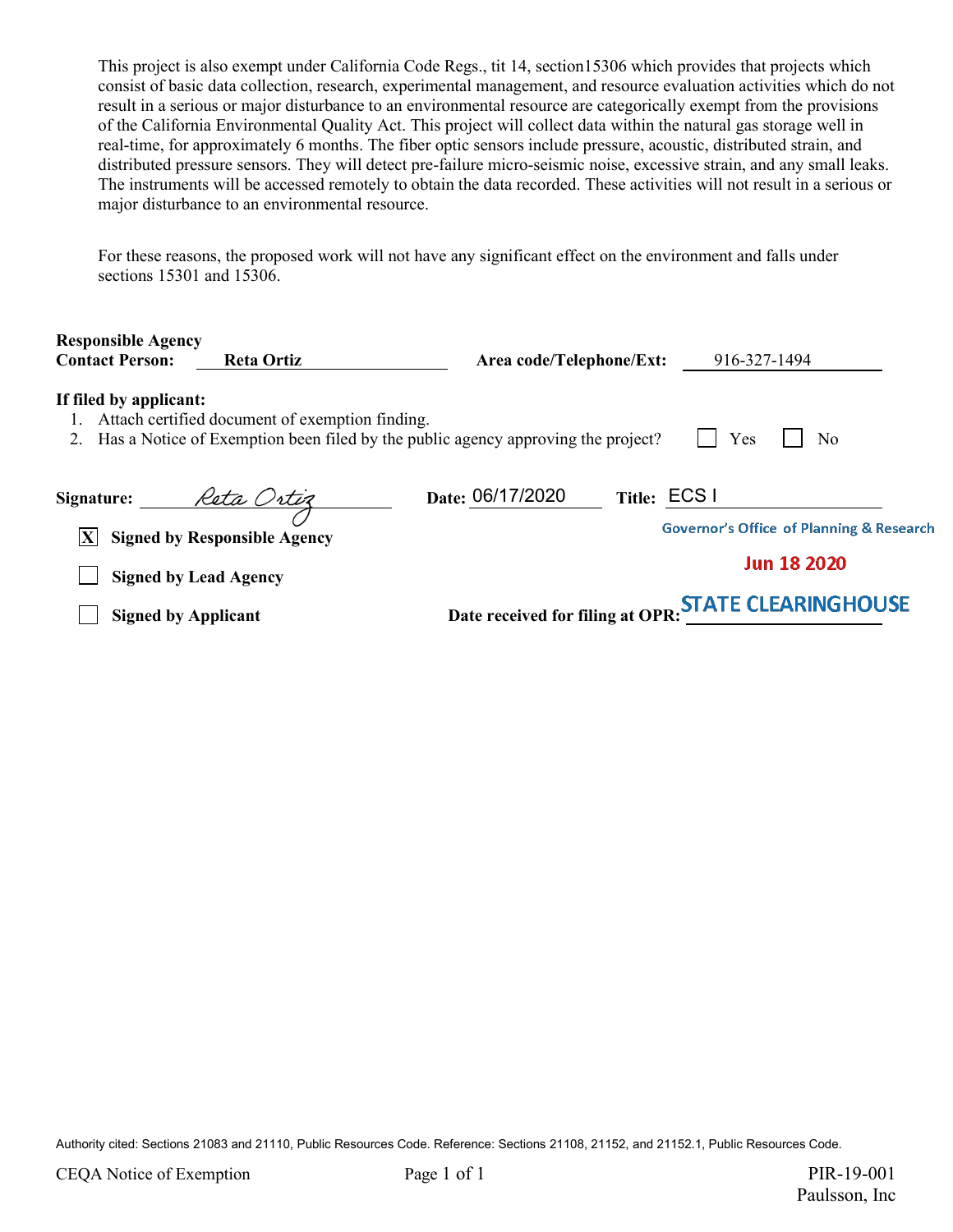This project is also exempt under California Code Regs., tit 14, section15306 which provides that projects which consist of basic data collection, research, experimental management, and resource evaluation activities which do not result in a serious or major disturbance to an environmental resource are categorically exempt from the provisions of the California Environmental Quality Act. This project will collect data within the natural gas storage well in real-time, for approximately 6 months. The fiber optic sensors include pressure, acoustic, distributed strain, and distributed pressure sensors. They will detect pre-failure micro-seismic noise, excessive strain, and any small leaks. The instruments will be accessed remotely to obtain the data recorded. These activities will not result in a serious or major disturbance to an environmental resource.

For these reasons, the proposed work will not have any significant effect on the environment and falls under sections 15301 and 15306.

**Responsible Agency**
**Contact Person:** Reta Ortiz **Area code/Telephone/Ext:** 916-327-1494

**If filed by applicant:**

1. Attach certified document of exemption finding.
2. Has a Notice of Exemption been filed by the public agency approving the project? ☐ Yes ☐ No

**Signature:** *Reta Ortiz* **Date:** 06/17/2020 **Title:** ECS I

[X] **Signed by Responsible Agency**

☐ **Signed by Lead Agency**

☐ **Signed by Applicant**

**Date received for filing at OPR:** Governor's Office of Planning & Research
Jun 18 2020
STATE CLEARINGHOUSE

Authority cited: Sections 21083 and 21110, Public Resources Code. Reference: Sections 21108, 21152, and 21152.1, Public Resources Code.

CEQA Notice of Exemption

PIR-19-001
Paulsson, Inc